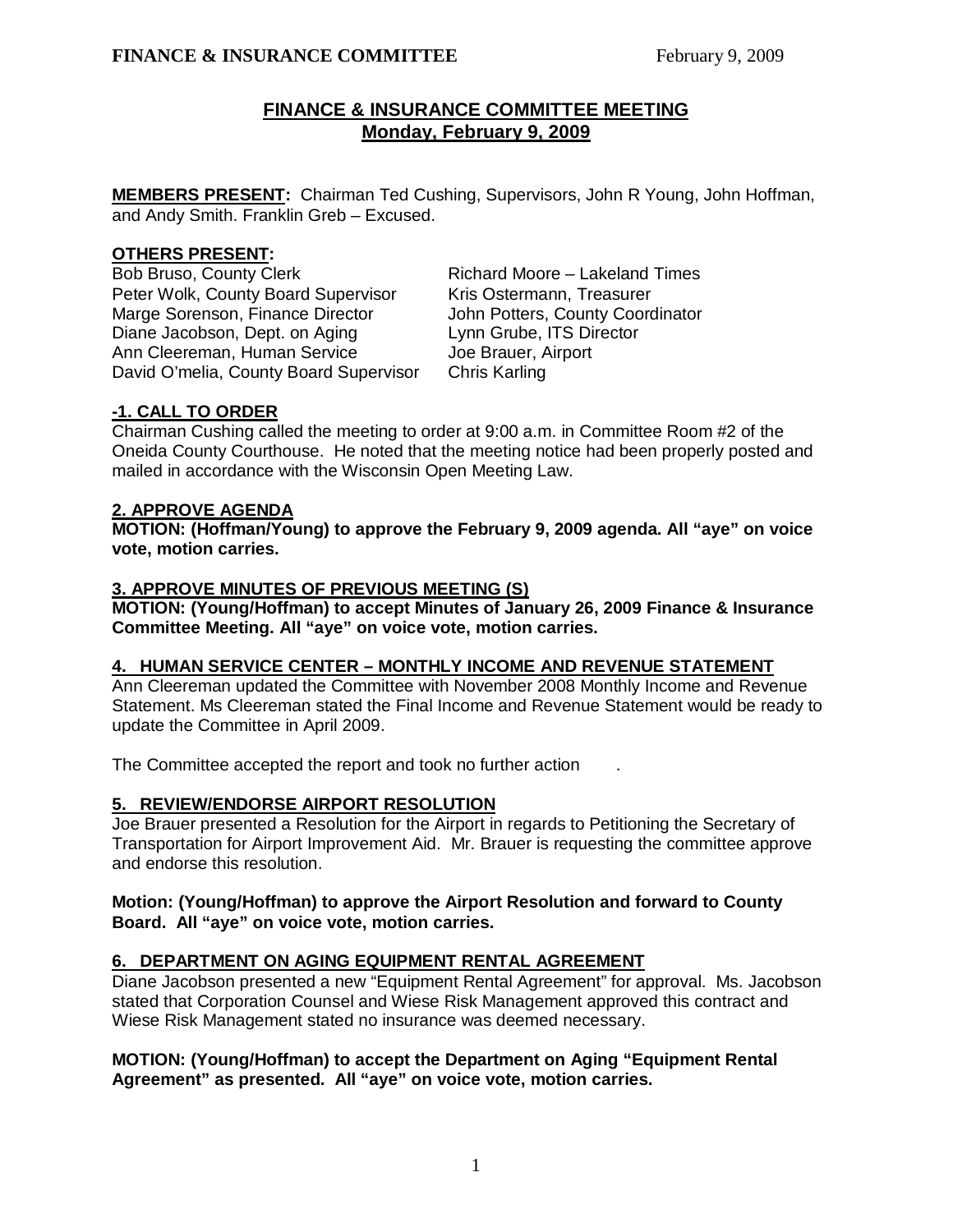# FINANCE & INSURANCE COMMITTEE MEETING
## Monday, February 9, 2009

**MEMBERS PRESENT:** Chairman Ted Cushing, Supervisors, John R Young, John Hoffman, and Andy Smith. Franklin Greb – Excused.

**OTHERS PRESENT:**

Bob Bruso, County Clerk
Peter Wolk, County Board Supervisor
Marge Sorenson, Finance Director
Diane Jacobson, Dept. on Aging
Ann Cleereman, Human Service
David O'melia, County Board Supervisor
Richard Moore – Lakeland Times
Kris Ostermann, Treasurer
John Potters, County Coordinator
Lynn Grube, ITS Director
Joe Brauer, Airport
Chris Karling

**-1. CALL TO ORDER**

Chairman Cushing called the meeting to order at 9:00 a.m. in Committee Room #2 of the Oneida County Courthouse. He noted that the meeting notice had been properly posted and mailed in accordance with the Wisconsin Open Meeting Law.

**2. APPROVE AGENDA**

**MOTION: (Hoffman/Young) to approve the February 9, 2009 agenda. All "aye" on voice vote, motion carries.**

**3. APPROVE MINUTES OF PREVIOUS MEETING (S)**

**MOTION: (Young/Hoffman) to accept Minutes of January 26, 2009 Finance & Insurance Committee Meeting. All "aye" on voice vote, motion carries.**

**4. HUMAN SERVICE CENTER – MONTHLY INCOME AND REVENUE STATEMENT**

Ann Cleereman updated the Committee with November 2008 Monthly Income and Revenue Statement. Ms Cleereman stated the Final Income and Revenue Statement would be ready to update the Committee in April 2009.

The Committee accepted the report and took no further action .

**5. REVIEW/ENDORSE AIRPORT RESOLUTION**

Joe Brauer presented a Resolution for the Airport in regards to Petitioning the Secretary of Transportation for Airport Improvement Aid. Mr. Brauer is requesting the committee approve and endorse this resolution.

**Motion: (Young/Hoffman) to approve the Airport Resolution and forward to County Board. All "aye" on voice vote, motion carries.**

**6. DEPARTMENT ON AGING EQUIPMENT RENTAL AGREEMENT**

Diane Jacobson presented a new "Equipment Rental Agreement" for approval. Ms. Jacobson stated that Corporation Counsel and Wiese Risk Management approved this contract and Wiese Risk Management stated no insurance was deemed necessary.

**MOTION: (Young/Hoffman) to accept the Department on Aging "Equipment Rental Agreement" as presented. All "aye" on voice vote, motion carries.**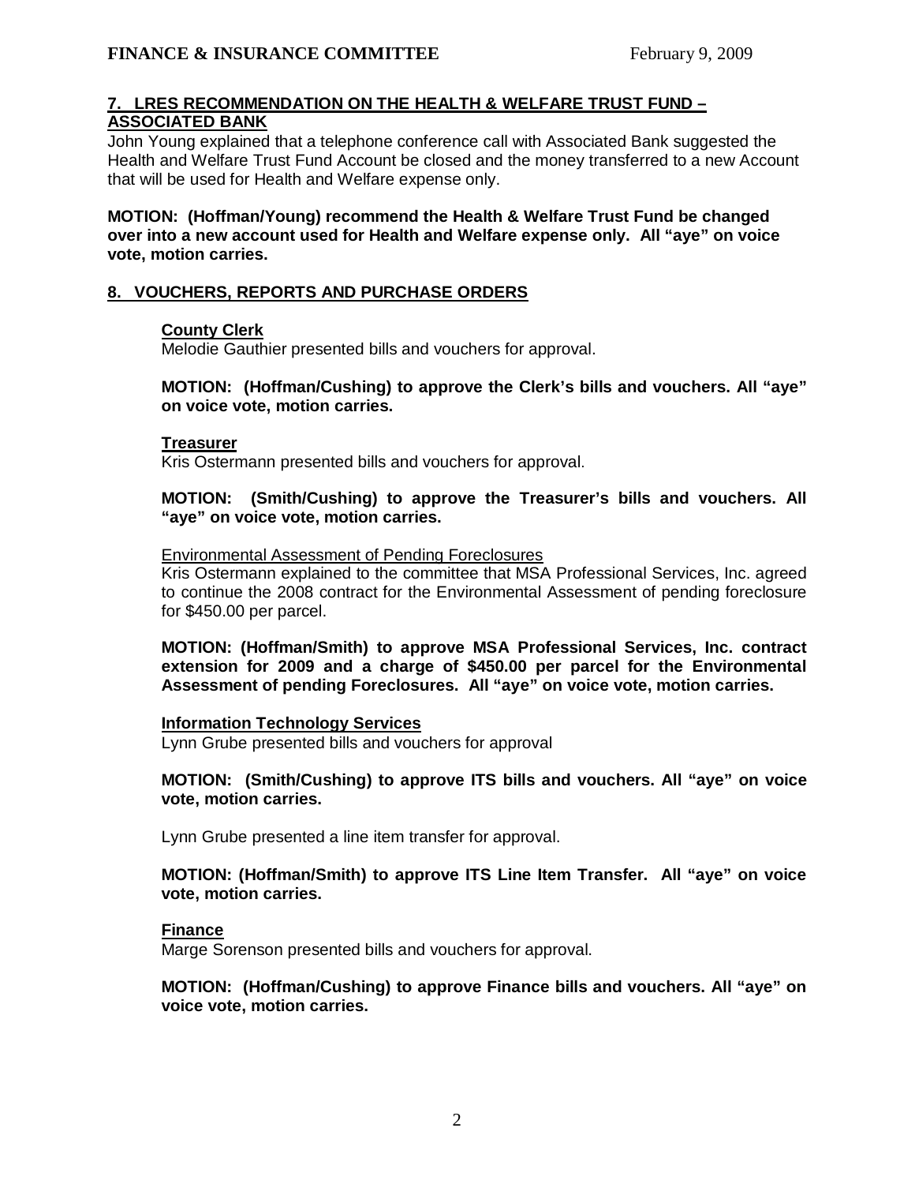## 7. LRES RECOMMENDATION ON THE HEALTH & WELFARE TRUST FUND – ASSOCIATED BANK

John Young explained that a telephone conference call with Associated Bank suggested the Health and Welfare Trust Fund Account be closed and the money transferred to a new Account that will be used for Health and Welfare expense only.

**MOTION: (Hoffman/Young) recommend the Health & Welfare Trust Fund be changed over into a new account used for Health and Welfare expense only. All "aye" on voice vote, motion carries.**

## 8. VOUCHERS, REPORTS AND PURCHASE ORDERS

### County Clerk

Melodie Gauthier presented bills and vouchers for approval.

**MOTION: (Hoffman/Cushing) to approve the Clerk's bills and vouchers. All "aye" on voice vote, motion carries.**

### Treasurer

Kris Ostermann presented bills and vouchers for approval.

**MOTION: (Smith/Cushing) to approve the Treasurer's bills and vouchers. All "aye" on voice vote, motion carries.**

Environmental Assessment of Pending Foreclosures

Kris Ostermann explained to the committee that MSA Professional Services, Inc. agreed to continue the 2008 contract for the Environmental Assessment of pending foreclosure for $450.00 per parcel.

**MOTION: (Hoffman/Smith) to approve MSA Professional Services, Inc. contract extension for 2009 and a charge of $450.00 per parcel for the Environmental Assessment of pending Foreclosures. All "aye" on voice vote, motion carries.**

### Information Technology Services

Lynn Grube presented bills and vouchers for approval

**MOTION: (Smith/Cushing) to approve ITS bills and vouchers. All "aye" on voice vote, motion carries.**

Lynn Grube presented a line item transfer for approval.

**MOTION: (Hoffman/Smith) to approve ITS Line Item Transfer. All "aye" on voice vote, motion carries.**

### Finance

Marge Sorenson presented bills and vouchers for approval.

**MOTION: (Hoffman/Cushing) to approve Finance bills and vouchers. All "aye" on voice vote, motion carries.**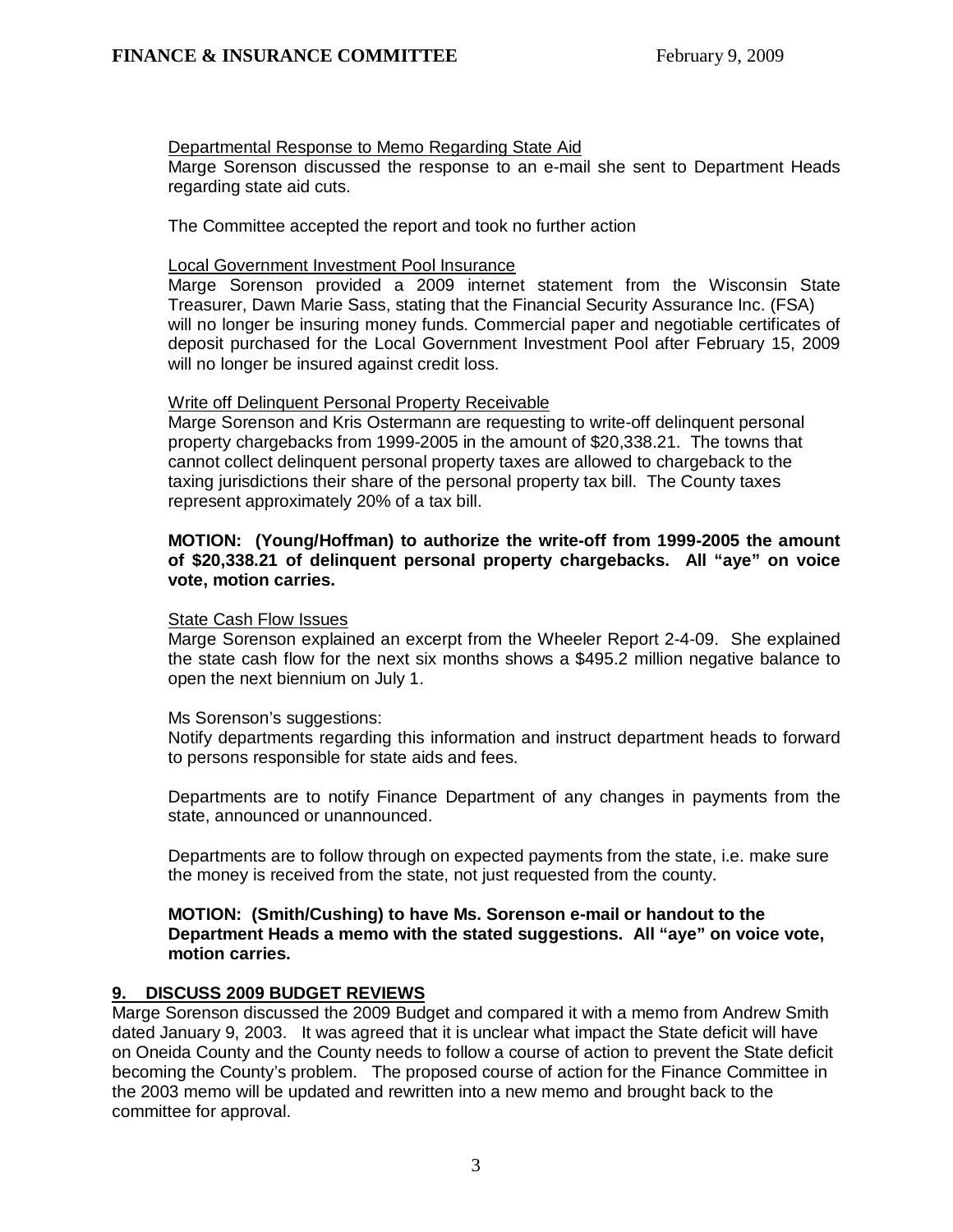Departmental Response to Memo Regarding State Aid

Marge Sorenson discussed the response to an e-mail she sent to Department Heads regarding state aid cuts.

The Committee accepted the report and took no further action

Local Government Investment Pool Insurance

Marge Sorenson provided a 2009 internet statement from the Wisconsin State Treasurer, Dawn Marie Sass, stating that the Financial Security Assurance Inc. (FSA) will no longer be insuring money funds. Commercial paper and negotiable certificates of deposit purchased for the Local Government Investment Pool after February 15, 2009 will no longer be insured against credit loss.

Write off Delinquent Personal Property Receivable

Marge Sorenson and Kris Ostermann are requesting to write-off delinquent personal property chargebacks from 1999-2005 in the amount of $20,338.21. The towns that cannot collect delinquent personal property taxes are allowed to chargeback to the taxing jurisdictions their share of the personal property tax bill. The County taxes represent approximately 20% of a tax bill.

**MOTION: (Young/Hoffman) to authorize the write-off from 1999-2005 the amount of $20,338.21 of delinquent personal property chargebacks. All "aye" on voice vote, motion carries.**

State Cash Flow Issues

Marge Sorenson explained an excerpt from the Wheeler Report 2-4-09. She explained the state cash flow for the next six months shows a $495.2 million negative balance to open the next biennium on July 1.

Ms Sorenson's suggestions:

Notify departments regarding this information and instruct department heads to forward to persons responsible for state aids and fees.

Departments are to notify Finance Department of any changes in payments from the state, announced or unannounced.

Departments are to follow through on expected payments from the state, i.e. make sure the money is received from the state, not just requested from the county.

**MOTION: (Smith/Cushing) to have Ms. Sorenson e-mail or handout to the Department Heads a memo with the stated suggestions. All "aye" on voice vote, motion carries.**

## 9. DISCUSS 2009 BUDGET REVIEWS

Marge Sorenson discussed the 2009 Budget and compared it with a memo from Andrew Smith dated January 9, 2003. It was agreed that it is unclear what impact the State deficit will have on Oneida County and the County needs to follow a course of action to prevent the State deficit becoming the County's problem. The proposed course of action for the Finance Committee in the 2003 memo will be updated and rewritten into a new memo and brought back to the committee for approval.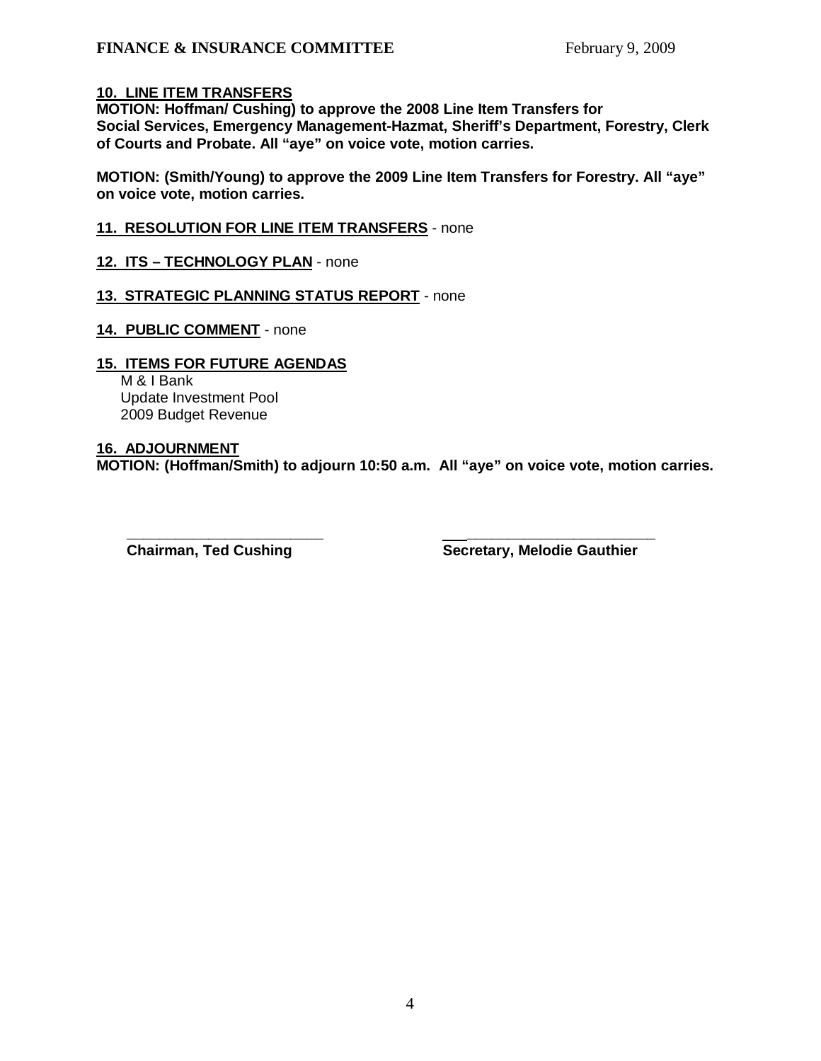## 10. LINE ITEM TRANSFERS

**MOTION: Hoffman/ Cushing) to approve the 2008 Line Item Transfers for Social Services, Emergency Management-Hazmat, Sheriff's Department, Forestry, Clerk of Courts and Probate. All "aye" on voice vote, motion carries.**

**MOTION: (Smith/Young) to approve the 2009 Line Item Transfers for Forestry. All "aye" on voice vote, motion carries.**

## 11. RESOLUTION FOR LINE ITEM TRANSFERS - none

## 12. ITS – TECHNOLOGY PLAN - none

## 13. STRATEGIC PLANNING STATUS REPORT - none

## 14. PUBLIC COMMENT - none

## 15. ITEMS FOR FUTURE AGENDAS

M & I Bank
Update Investment Pool
2009 Budget Revenue

## 16. ADJOURNMENT

**MOTION: (Hoffman/Smith) to adjourn 10:50 a.m. All "aye" on voice vote, motion carries.**

______________________
**Chairman, Ted Cushing**

______________________
**Secretary, Melodie Gauthier**